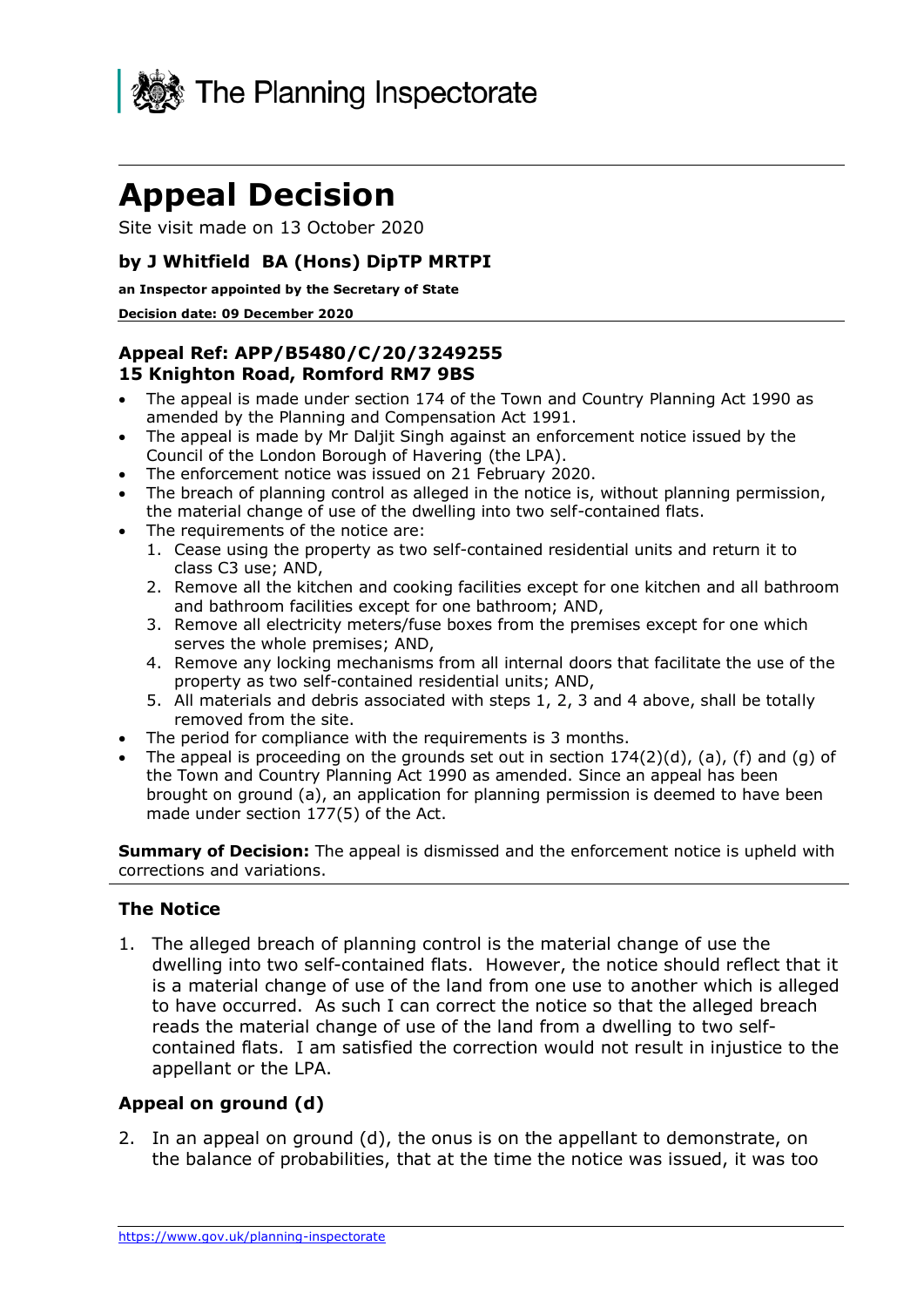The Planning Inspectorate

# Appeal Decision

Site visit made on 13 October 2020

### by J Whitfield BA (Hons) DipTP MRTPI

**an Inspector appointed by the Secretary of State**

**Decision date: 09 December 2020**

### Appeal Ref: APP/B5480/C/20/3249255
### 15 Knighton Road, Romford RM7 9BS

- The appeal is made under section 174 of the Town and Country Planning Act 1990 as amended by the Planning and Compensation Act 1991.
- The appeal is made by Mr Daljit Singh against an enforcement notice issued by the Council of the London Borough of Havering (the LPA).
- The enforcement notice was issued on 21 February 2020.
- The breach of planning control as alleged in the notice is, without planning permission, the material change of use of the dwelling into two self-contained flats.
- The requirements of the notice are:
  1. Cease using the property as two self-contained residential units and return it to class C3 use; AND,
  2. Remove all the kitchen and cooking facilities except for one kitchen and all bathroom and bathroom facilities except for one bathroom; AND,
  3. Remove all electricity meters/fuse boxes from the premises except for one which serves the whole premises; AND,
  4. Remove any locking mechanisms from all internal doors that facilitate the use of the property as two self-contained residential units; AND,
  5. All materials and debris associated with steps 1, 2, 3 and 4 above, shall be totally removed from the site.
- The period for compliance with the requirements is 3 months.
- The appeal is proceeding on the grounds set out in section 174(2)(d), (a), (f) and (g) of the Town and Country Planning Act 1990 as amended. Since an appeal has been brought on ground (a), an application for planning permission is deemed to have been made under section 177(5) of the Act.

**Summary of Decision:** The appeal is dismissed and the enforcement notice is upheld with corrections and variations.

## The Notice

1. The alleged breach of planning control is the material change of use the dwelling into two self-contained flats. However, the notice should reflect that it is a material change of use of the land from one use to another which is alleged to have occurred. As such I can correct the notice so that the alleged breach reads the material change of use of the land from a dwelling to two self-contained flats. I am satisfied the correction would not result in injustice to the appellant or the LPA.

## Appeal on ground (d)

2. In an appeal on ground (d), the onus is on the appellant to demonstrate, on the balance of probabilities, that at the time the notice was issued, it was too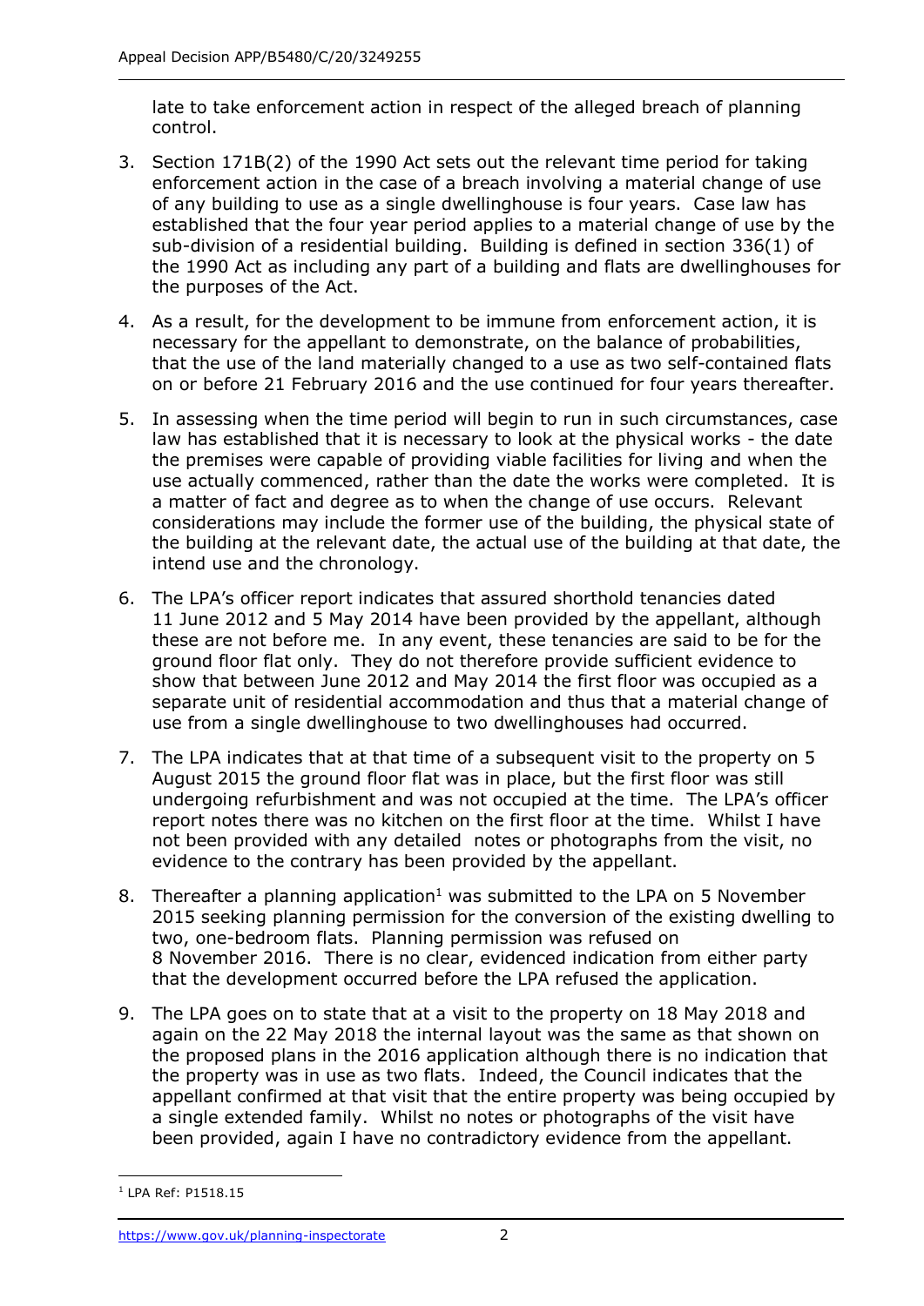late to take enforcement action in respect of the alleged breach of planning control.

3. Section 171B(2) of the 1990 Act sets out the relevant time period for taking enforcement action in the case of a breach involving a material change of use of any building to use as a single dwellinghouse is four years. Case law has established that the four year period applies to a material change of use by the sub-division of a residential building. Building is defined in section 336(1) of the 1990 Act as including any part of a building and flats are dwellinghouses for the purposes of the Act.

4. As a result, for the development to be immune from enforcement action, it is necessary for the appellant to demonstrate, on the balance of probabilities, that the use of the land materially changed to a use as two self-contained flats on or before 21 February 2016 and the use continued for four years thereafter.

5. In assessing when the time period will begin to run in such circumstances, case law has established that it is necessary to look at the physical works - the date the premises were capable of providing viable facilities for living and when the use actually commenced, rather than the date the works were completed. It is a matter of fact and degree as to when the change of use occurs. Relevant considerations may include the former use of the building, the physical state of the building at the relevant date, the actual use of the building at that date, the intend use and the chronology.

6. The LPA's officer report indicates that assured shorthold tenancies dated 11 June 2012 and 5 May 2014 have been provided by the appellant, although these are not before me. In any event, these tenancies are said to be for the ground floor flat only. They do not therefore provide sufficient evidence to show that between June 2012 and May 2014 the first floor was occupied as a separate unit of residential accommodation and thus that a material change of use from a single dwellinghouse to two dwellinghouses had occurred.

7. The LPA indicates that at that time of a subsequent visit to the property on 5 August 2015 the ground floor flat was in place, but the first floor was still undergoing refurbishment and was not occupied at the time. The LPA's officer report notes there was no kitchen on the first floor at the time. Whilst I have not been provided with any detailed notes or photographs from the visit, no evidence to the contrary has been provided by the appellant.

8. Thereafter a planning application[1] was submitted to the LPA on 5 November 2015 seeking planning permission for the conversion of the existing dwelling to two, one-bedroom flats. Planning permission was refused on 8 November 2016. There is no clear, evidenced indication from either party that the development occurred before the LPA refused the application.

9. The LPA goes on to state that at a visit to the property on 18 May 2018 and again on the 22 May 2018 the internal layout was the same as that shown on the proposed plans in the 2016 application although there is no indication that the property was in use as two flats. Indeed, the Council indicates that the appellant confirmed at that visit that the entire property was being occupied by a single extended family. Whilst no notes or photographs of the visit have been provided, again I have no contradictory evidence from the appellant.

[1] LPA Ref: P1518.15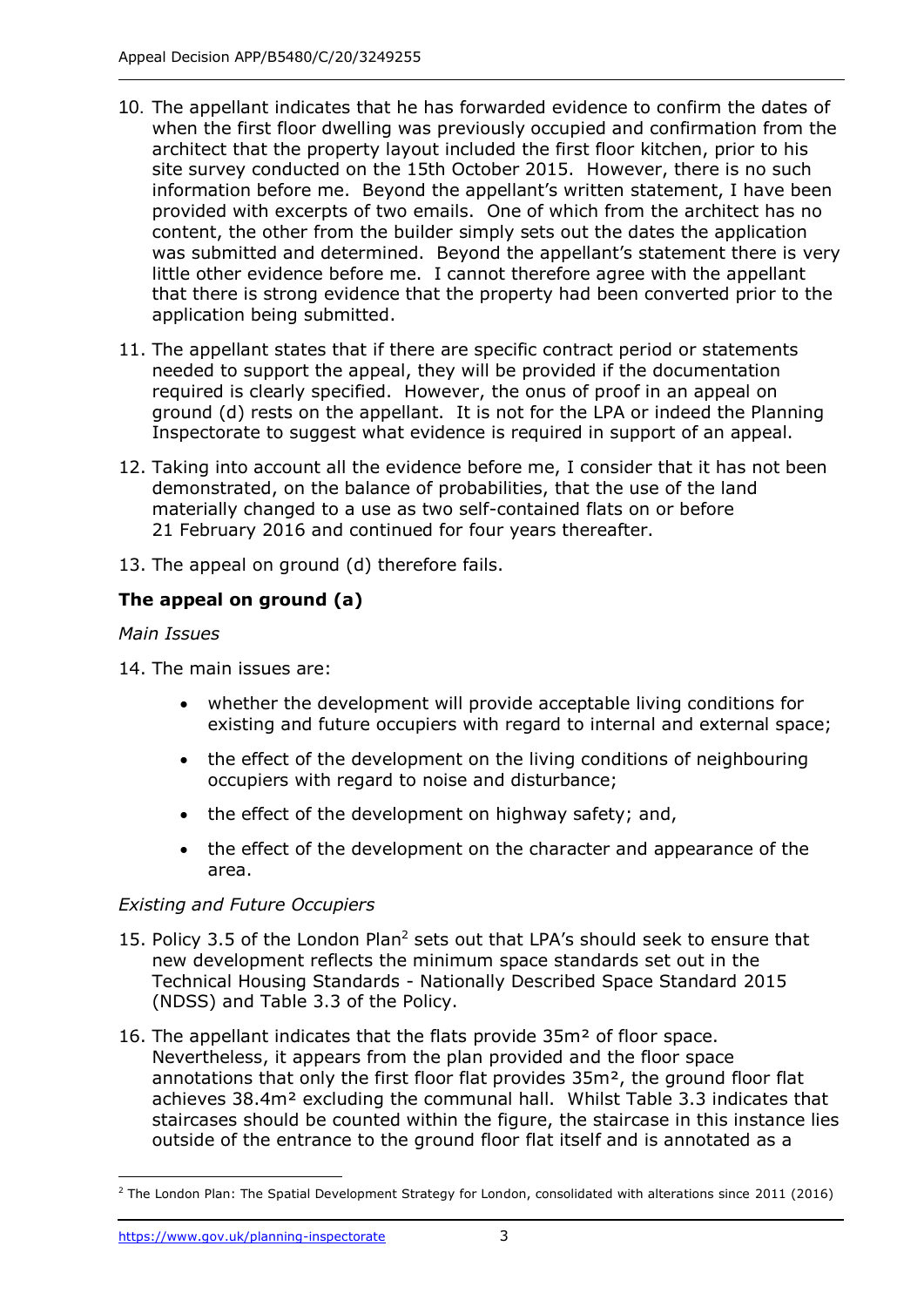10. The appellant indicates that he has forwarded evidence to confirm the dates of when the first floor dwelling was previously occupied and confirmation from the architect that the property layout included the first floor kitchen, prior to his site survey conducted on the 15th October 2015. However, there is no such information before me. Beyond the appellant's written statement, I have been provided with excerpts of two emails. One of which from the architect has no content, the other from the builder simply sets out the dates the application was submitted and determined. Beyond the appellant's statement there is very little other evidence before me. I cannot therefore agree with the appellant that there is strong evidence that the property had been converted prior to the application being submitted.

11. The appellant states that if there are specific contract period or statements needed to support the appeal, they will be provided if the documentation required is clearly specified. However, the onus of proof in an appeal on ground (d) rests on the appellant. It is not for the LPA or indeed the Planning Inspectorate to suggest what evidence is required in support of an appeal.

12. Taking into account all the evidence before me, I consider that it has not been demonstrated, on the balance of probabilities, that the use of the land materially changed to a use as two self-contained flats on or before 21 February 2016 and continued for four years thereafter.

13. The appeal on ground (d) therefore fails.

## The appeal on ground (a)

*Main Issues*

14. The main issues are:

    - whether the development will provide acceptable living conditions for existing and future occupiers with regard to internal and external space;
    - the effect of the development on the living conditions of neighbouring occupiers with regard to noise and disturbance;
    - the effect of the development on highway safety; and,
    - the effect of the development on the character and appearance of the area.

*Existing and Future Occupiers*

15. Policy 3.5 of the London Plan[2] sets out that LPA's should seek to ensure that new development reflects the minimum space standards set out in the Technical Housing Standards - Nationally Described Space Standard 2015 (NDSS) and Table 3.3 of the Policy.

16. The appellant indicates that the flats provide 35m² of floor space. Nevertheless, it appears from the plan provided and the floor space annotations that only the first floor flat provides 35m², the ground floor flat achieves 38.4m² excluding the communal hall. Whilst Table 3.3 indicates that staircases should be counted within the figure, the staircase in this instance lies outside of the entrance to the ground floor flat itself and is annotated as a

---

[2] The London Plan: The Spatial Development Strategy for London, consolidated with alterations since 2011 (2016)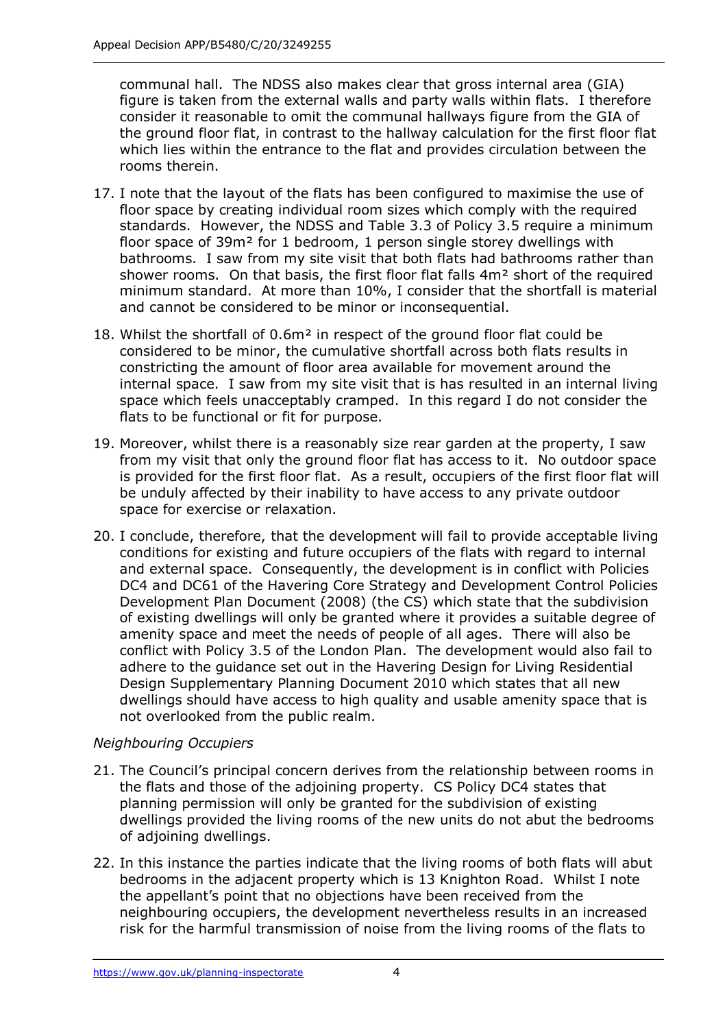communal hall. The NDSS also makes clear that gross internal area (GIA) figure is taken from the external walls and party walls within flats. I therefore consider it reasonable to omit the communal hallways figure from the GIA of the ground floor flat, in contrast to the hallway calculation for the first floor flat which lies within the entrance to the flat and provides circulation between the rooms therein.

17. I note that the layout of the flats has been configured to maximise the use of floor space by creating individual room sizes which comply with the required standards. However, the NDSS and Table 3.3 of Policy 3.5 require a minimum floor space of 39m² for 1 bedroom, 1 person single storey dwellings with bathrooms. I saw from my site visit that both flats had bathrooms rather than shower rooms. On that basis, the first floor flat falls 4m² short of the required minimum standard. At more than 10%, I consider that the shortfall is material and cannot be considered to be minor or inconsequential.

18. Whilst the shortfall of 0.6m² in respect of the ground floor flat could be considered to be minor, the cumulative shortfall across both flats results in constricting the amount of floor area available for movement around the internal space. I saw from my site visit that is has resulted in an internal living space which feels unacceptably cramped. In this regard I do not consider the flats to be functional or fit for purpose.

19. Moreover, whilst there is a reasonably size rear garden at the property, I saw from my visit that only the ground floor flat has access to it. No outdoor space is provided for the first floor flat. As a result, occupiers of the first floor flat will be unduly affected by their inability to have access to any private outdoor space for exercise or relaxation.

20. I conclude, therefore, that the development will fail to provide acceptable living conditions for existing and future occupiers of the flats with regard to internal and external space. Consequently, the development is in conflict with Policies DC4 and DC61 of the Havering Core Strategy and Development Control Policies Development Plan Document (2008) (the CS) which state that the subdivision of existing dwellings will only be granted where it provides a suitable degree of amenity space and meet the needs of people of all ages. There will also be conflict with Policy 3.5 of the London Plan. The development would also fail to adhere to the guidance set out in the Havering Design for Living Residential Design Supplementary Planning Document 2010 which states that all new dwellings should have access to high quality and usable amenity space that is not overlooked from the public realm.

*Neighbouring Occupiers*

21. The Council's principal concern derives from the relationship between rooms in the flats and those of the adjoining property. CS Policy DC4 states that planning permission will only be granted for the subdivision of existing dwellings provided the living rooms of the new units do not abut the bedrooms of adjoining dwellings.

22. In this instance the parties indicate that the living rooms of both flats will abut bedrooms in the adjacent property which is 13 Knighton Road. Whilst I note the appellant's point that no objections have been received from the neighbouring occupiers, the development nevertheless results in an increased risk for the harmful transmission of noise from the living rooms of the flats to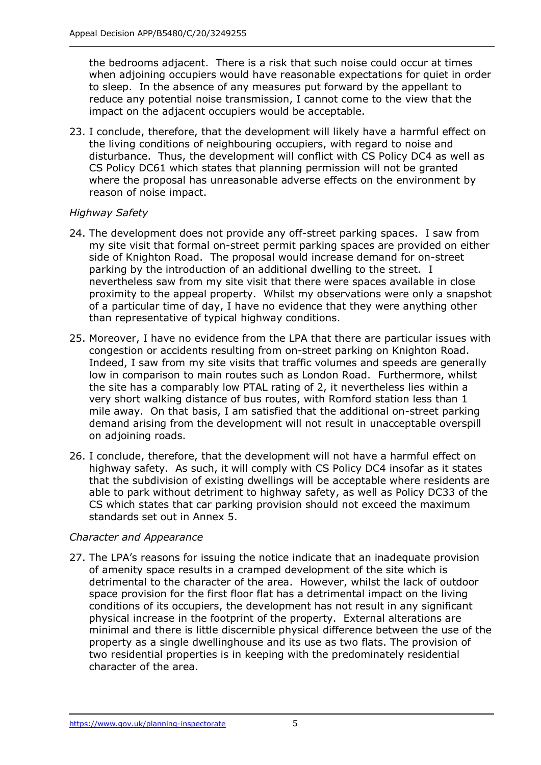the bedrooms adjacent. There is a risk that such noise could occur at times when adjoining occupiers would have reasonable expectations for quiet in order to sleep. In the absence of any measures put forward by the appellant to reduce any potential noise transmission, I cannot come to the view that the impact on the adjacent occupiers would be acceptable.

23. I conclude, therefore, that the development will likely have a harmful effect on the living conditions of neighbouring occupiers, with regard to noise and disturbance. Thus, the development will conflict with CS Policy DC4 as well as CS Policy DC61 which states that planning permission will not be granted where the proposal has unreasonable adverse effects on the environment by reason of noise impact.

*Highway Safety*

24. The development does not provide any off-street parking spaces. I saw from my site visit that formal on-street permit parking spaces are provided on either side of Knighton Road. The proposal would increase demand for on-street parking by the introduction of an additional dwelling to the street. I nevertheless saw from my site visit that there were spaces available in close proximity to the appeal property. Whilst my observations were only a snapshot of a particular time of day, I have no evidence that they were anything other than representative of typical highway conditions.

25. Moreover, I have no evidence from the LPA that there are particular issues with congestion or accidents resulting from on-street parking on Knighton Road. Indeed, I saw from my site visits that traffic volumes and speeds are generally low in comparison to main routes such as London Road. Furthermore, whilst the site has a comparably low PTAL rating of 2, it nevertheless lies within a very short walking distance of bus routes, with Romford station less than 1 mile away. On that basis, I am satisfied that the additional on-street parking demand arising from the development will not result in unacceptable overspill on adjoining roads.

26. I conclude, therefore, that the development will not have a harmful effect on highway safety. As such, it will comply with CS Policy DC4 insofar as it states that the subdivision of existing dwellings will be acceptable where residents are able to park without detriment to highway safety, as well as Policy DC33 of the CS which states that car parking provision should not exceed the maximum standards set out in Annex 5.

*Character and Appearance*

27. The LPA's reasons for issuing the notice indicate that an inadequate provision of amenity space results in a cramped development of the site which is detrimental to the character of the area. However, whilst the lack of outdoor space provision for the first floor flat has a detrimental impact on the living conditions of its occupiers, the development has not result in any significant physical increase in the footprint of the property. External alterations are minimal and there is little discernible physical difference between the use of the property as a single dwellinghouse and its use as two flats. The provision of two residential properties is in keeping with the predominately residential character of the area.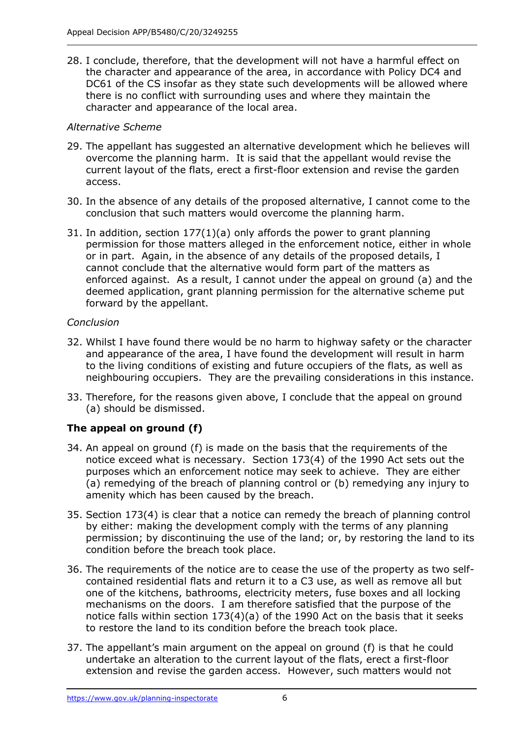28. I conclude, therefore, that the development will not have a harmful effect on the character and appearance of the area, in accordance with Policy DC4 and DC61 of the CS insofar as they state such developments will be allowed where there is no conflict with surrounding uses and where they maintain the character and appearance of the local area.

*Alternative Scheme*

29. The appellant has suggested an alternative development which he believes will overcome the planning harm. It is said that the appellant would revise the current layout of the flats, erect a first-floor extension and revise the garden access.

30. In the absence of any details of the proposed alternative, I cannot come to the conclusion that such matters would overcome the planning harm.

31. In addition, section 177(1)(a) only affords the power to grant planning permission for those matters alleged in the enforcement notice, either in whole or in part. Again, in the absence of any details of the proposed details, I cannot conclude that the alternative would form part of the matters as enforced against. As a result, I cannot under the appeal on ground (a) and the deemed application, grant planning permission for the alternative scheme put forward by the appellant.

*Conclusion*

32. Whilst I have found there would be no harm to highway safety or the character and appearance of the area, I have found the development will result in harm to the living conditions of existing and future occupiers of the flats, as well as neighbouring occupiers. They are the prevailing considerations in this instance.

33. Therefore, for the reasons given above, I conclude that the appeal on ground (a) should be dismissed.

**The appeal on ground (f)**

34. An appeal on ground (f) is made on the basis that the requirements of the notice exceed what is necessary. Section 173(4) of the 1990 Act sets out the purposes which an enforcement notice may seek to achieve. They are either (a) remedying of the breach of planning control or (b) remedying any injury to amenity which has been caused by the breach.

35. Section 173(4) is clear that a notice can remedy the breach of planning control by either: making the development comply with the terms of any planning permission; by discontinuing the use of the land; or, by restoring the land to its condition before the breach took place.

36. The requirements of the notice are to cease the use of the property as two self-contained residential flats and return it to a C3 use, as well as remove all but one of the kitchens, bathrooms, electricity meters, fuse boxes and all locking mechanisms on the doors. I am therefore satisfied that the purpose of the notice falls within section 173(4)(a) of the 1990 Act on the basis that it seeks to restore the land to its condition before the breach took place.

37. The appellant's main argument on the appeal on ground (f) is that he could undertake an alteration to the current layout of the flats, erect a first-floor extension and revise the garden access. However, such matters would not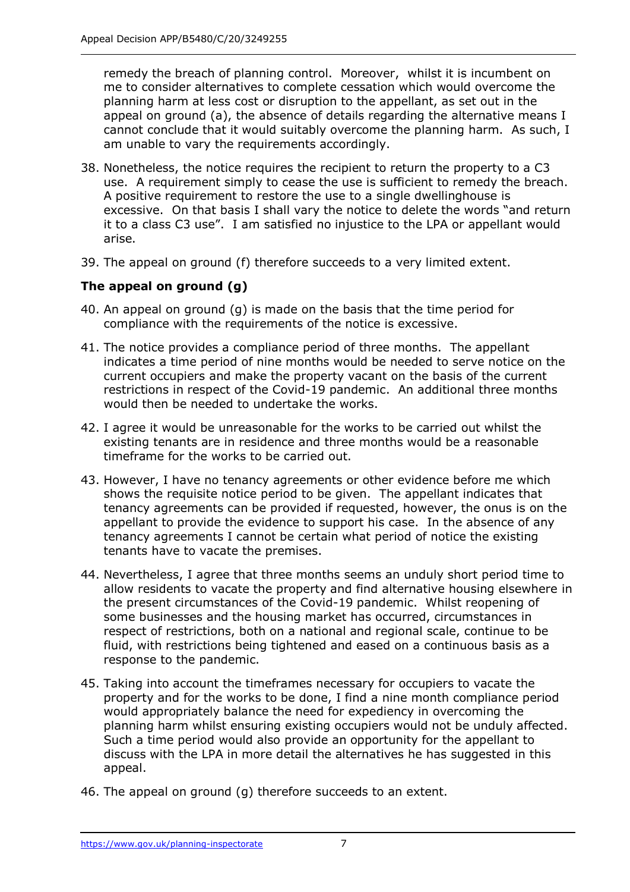remedy the breach of planning control. Moreover, whilst it is incumbent on me to consider alternatives to complete cessation which would overcome the planning harm at less cost or disruption to the appellant, as set out in the appeal on ground (a), the absence of details regarding the alternative means I cannot conclude that it would suitably overcome the planning harm. As such, I am unable to vary the requirements accordingly.

38. Nonetheless, the notice requires the recipient to return the property to a C3 use. A requirement simply to cease the use is sufficient to remedy the breach. A positive requirement to restore the use to a single dwellinghouse is excessive. On that basis I shall vary the notice to delete the words "and return it to a class C3 use". I am satisfied no injustice to the LPA or appellant would arise.

39. The appeal on ground (f) therefore succeeds to a very limited extent.

### The appeal on ground (g)

40. An appeal on ground (g) is made on the basis that the time period for compliance with the requirements of the notice is excessive.

41. The notice provides a compliance period of three months. The appellant indicates a time period of nine months would be needed to serve notice on the current occupiers and make the property vacant on the basis of the current restrictions in respect of the Covid-19 pandemic. An additional three months would then be needed to undertake the works.

42. I agree it would be unreasonable for the works to be carried out whilst the existing tenants are in residence and three months would be a reasonable timeframe for the works to be carried out.

43. However, I have no tenancy agreements or other evidence before me which shows the requisite notice period to be given. The appellant indicates that tenancy agreements can be provided if requested, however, the onus is on the appellant to provide the evidence to support his case. In the absence of any tenancy agreements I cannot be certain what period of notice the existing tenants have to vacate the premises.

44. Nevertheless, I agree that three months seems an unduly short period time to allow residents to vacate the property and find alternative housing elsewhere in the present circumstances of the Covid-19 pandemic. Whilst reopening of some businesses and the housing market has occurred, circumstances in respect of restrictions, both on a national and regional scale, continue to be fluid, with restrictions being tightened and eased on a continuous basis as a response to the pandemic.

45. Taking into account the timeframes necessary for occupiers to vacate the property and for the works to be done, I find a nine month compliance period would appropriately balance the need for expediency in overcoming the planning harm whilst ensuring existing occupiers would not be unduly affected. Such a time period would also provide an opportunity for the appellant to discuss with the LPA in more detail the alternatives he has suggested in this appeal.

46. The appeal on ground (g) therefore succeeds to an extent.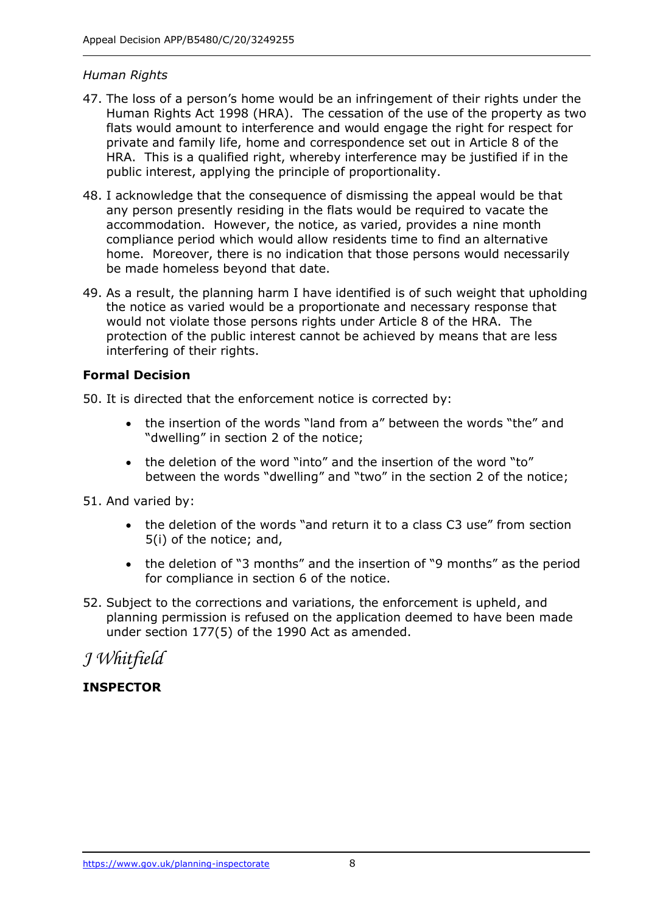*Human Rights*

47. The loss of a person's home would be an infringement of their rights under the Human Rights Act 1998 (HRA). The cessation of the use of the property as two flats would amount to interference and would engage the right for respect for private and family life, home and correspondence set out in Article 8 of the HRA. This is a qualified right, whereby interference may be justified if in the public interest, applying the principle of proportionality.

48. I acknowledge that the consequence of dismissing the appeal would be that any person presently residing in the flats would be required to vacate the accommodation. However, the notice, as varied, provides a nine month compliance period which would allow residents time to find an alternative home. Moreover, there is no indication that those persons would necessarily be made homeless beyond that date.

49. As a result, the planning harm I have identified is of such weight that upholding the notice as varied would be a proportionate and necessary response that would not violate those persons rights under Article 8 of the HRA. The protection of the public interest cannot be achieved by means that are less interfering of their rights.

**Formal Decision**

50. It is directed that the enforcement notice is corrected by:

- the insertion of the words "land from a" between the words "the" and "dwelling" in section 2 of the notice;
- the deletion of the word "into" and the insertion of the word "to" between the words "dwelling" and "two" in the section 2 of the notice;

51. And varied by:

- the deletion of the words "and return it to a class C3 use" from section 5(i) of the notice; and,
- the deletion of "3 months" and the insertion of "9 months" as the period for compliance in section 6 of the notice.

52. Subject to the corrections and variations, the enforcement is upheld, and planning permission is refused on the application deemed to have been made under section 177(5) of the 1990 Act as amended.

*J Whitfield*

**INSPECTOR**